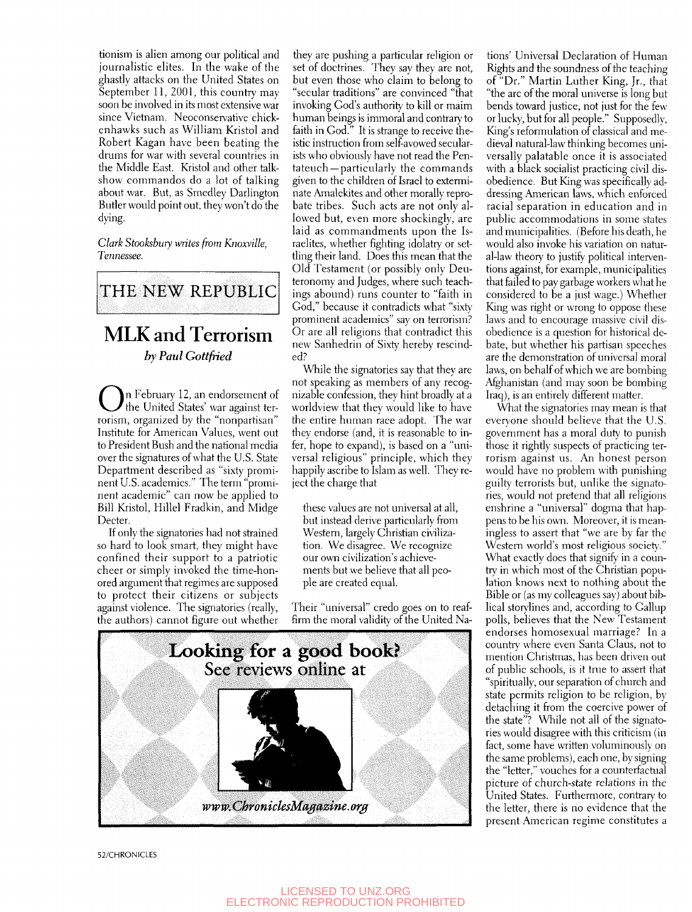tionism is alien among our political and journalistic elites. In the wake of the ghastly attacks on the United States on September 11, 2001, this country may soon be involved in its most extensive war since Vietnam. Neoconservative chickenhawks such as William Kristol and Robert Kagan have been beating the drums for war with several countries in the Middle East. Kristol and other talk-show commandos do a lot of talking about war. But, as Smedley Darlington Butler would point out, they won't do the dying.

*Clark Stooksbury writes from Knoxville, Tennessee.*

THE NEW REPUBLIC

## MLK and Terrorism

*by Paul Gottfried*

On February 12, an endorsement of the United States' war against terrorism, organized by the "nonpartisan" Institute for American Values, went out to President Bush and the national media over the signatures of what the U.S. State Department described as "sixty prominent U.S. academics." The term "prominent academic" can now be applied to Bill Kristol, Hillel Fradkin, and Midge Decter.

If only the signatories had not strained so hard to look smart, they might have confined their support to a patriotic cheer or simply invoked the time-honored argument that regimes are supposed to protect their citizens or subjects against violence. The signatories (really, the authors) cannot figure out whether they are pushing a particular religion or set of doctrines. They say they are not, but even those who claim to belong to "secular traditions" are convinced "that invoking God's authority to kill or maim human beings is immoral and contrary to faith in God." It is strange to receive theistic instruction from self-avowed secularists who obviously have not read the Pentateuch—particularly the commands given to the children of Israel to exterminate Amalekites and other morally reprobate tribes. Such acts are not only allowed but, even more shockingly, are laid as commandments upon the Israelites, whether fighting idolatry or settling their land. Does this mean that the Old Testament (or possibly only Deuteronomy and Judges, where such teachings abound) runs counter to "faith in God," because it contradicts what "sixty prominent academics" say on terrorism? Or are all religions that contradict this new Sanhedrin of Sixty hereby rescinded?

While the signatories say that they are not speaking as members of any recognizable confession, they hint broadly at a worldview that they would like to have the entire human race adopt. The war they endorse (and, it is reasonable to infer, hope to expand), is based on a "universal religious" principle, which they happily ascribe to Islam as well. They reject the charge that

> these values are not universal at all, but instead derive particularly from Western, largely Christian civilization. We disagree. We recognize our own civilization's achievements but we believe that all people are created equal.

Their "universal" credo goes on to reaffirm the moral validity of the United Nations' Universal Declaration of Human Rights and the soundness of the teaching of "Dr." Martin Luther King, Jr., that "the arc of the moral universe is long but bends toward justice, not just for the few or lucky, but for all people." Supposedly, King's reformulation of classical and medieval natural-law thinking becomes universally palatable once it is associated with a black socialist practicing civil disobedience. But King was specifically addressing American laws, which enforced racial separation in education and in public accommodations in some states and municipalities. (Before his death, he would also invoke his variation on natural-law theory to justify political interventions against, for example, municipalities that failed to pay garbage workers what he considered to be a just wage.) Whether King was right or wrong to oppose these laws and to encourage massive civil disobedience is a question for historical debate, but whether his partisan speeches are the demonstration of universal moral laws, on behalf of which we are bombing Afghanistan (and may soon be bombing Iraq), is an entirely different matter.

What the signatories may mean is that everyone should believe that the U.S. government has a moral duty to punish those it rightly suspects of practicing terrorism against us. An honest person would have no problem with punishing guilty terrorists but, unlike the signatories, would not pretend that all religions enshrine a "universal" dogma that happens to be his own. Moreover, it is meaningless to assert that "we are by far the Western world's most religious society." What exactly does that signify in a country in which most of the Christian population knows next to nothing about the Bible or (as my colleagues say) about biblical storylines and, according to Gallup polls, believes that the New Testament endorses homosexual marriage? In a country where even Santa Claus, not to mention Christmas, has been driven out of public schools, is it true to assert that "spiritually, our separation of church and state permits religion to be religion, by detaching it from the coercive power of the state"? While not all of the signatories would disagree with this criticism (in fact, some have written voluminously on the same problems), each one, by signing the "letter," vouches for a counterfactual picture of church-state relations in the United States. Furthermore, contrary to the letter, there is no evidence that the present American regime constitutes a

**Looking for a good book?**
See reviews online at

*www.ChroniclesMagazine.org*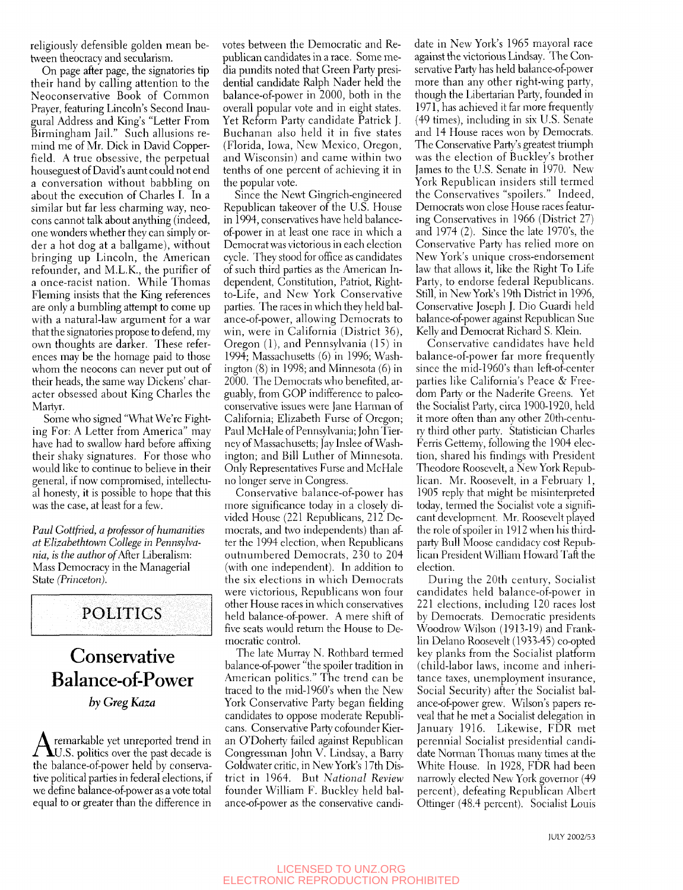religiously defensible golden mean between theocracy and secularism.

On page after page, the signatories tip their hand by calling attention to the Neoconservative Book of Common Prayer, featuring Lincoln's Second Inaugural Address and King's "Letter From Birmingham Jail." Such allusions remind me of Mr. Dick in David Copperfield. A true obsessive, the perpetual houseguest of David's aunt could not end a conversation without babbling on about the execution of Charles I. In a similar but far less charming way, neocons cannot talk about anything (indeed, one wonders whether they can simply order a hot dog at a ballgame), without bringing up Lincoln, the American refounder, and M.L.K., the purifier of a once-racist nation. While Thomas Fleming insists that the King references are only a bumbling attempt to come up with a natural-law argument for a war that the signatories propose to defend, my own thoughts are darker. These references may be the homage paid to those whom the neocons can never put out of their heads, the same way Dickens' character obsessed about King Charles the Martyr.

Some who signed "What We're Fighting For: A Letter from America" may have had to swallow hard before affixing their shaky signatures. For those who would like to continue to believe in their general, if now compromised, intellectual honesty, it is possible to hope that this was the case, at least for a few.

*Paul Gottfried, a professor of humanities at Elizabethtown College in Pennsylvania, is the author of* After Liberalism: Mass Democracy in the Managerial State *(Princeton).*

## POLITICS

# Conservative Balance-of-Power

*by Greg Kaza*

A remarkable yet unreported trend in U.S. politics over the past decade is the balance-of-power held by conservative political parties in federal elections, if we define balance-of-power as a vote total equal to or greater than the difference in votes between the Democratic and Republican candidates in a race. Some media pundits noted that Green Party presidential candidate Ralph Nader held the balance-of-power in 2000, both in the overall popular vote and in eight states. Yet Reform Party candidate Patrick J. Buchanan also held it in five states (Florida, Iowa, New Mexico, Oregon, and Wisconsin) and came within two tenths of one percent of achieving it in the popular vote.

Since the Newt Gingrich-engineered Republican takeover of the U.S. House in 1994, conservatives have held balance-of-power in at least one race in which a Democrat was victorious in each election cycle. They stood for office as candidates of such third parties as the American Independent, Constitution, Patriot, Right-to-Life, and New York Conservative parties. The races in which they held balance-of-power, allowing Democrats to win, were in California (District 36), Oregon (1), and Pennsylvania (15) in 1994; Massachusetts (6) in 1996; Washington (8) in 1998; and Minnesota (6) in 2000. The Democrats who benefited, arguably, from GOP indifference to paleoconservative issues were Jane Harman of California; Elizabeth Furse of Oregon; Paul McHale of Pennsylvania; John Tierney of Massachusetts; Jay Inslee of Washington; and Bill Luther of Minnesota. Only Representatives Furse and McHale no longer serve in Congress.

Conservative balance-of-power has more significance today in a closely divided House (221 Republicans, 212 Democrats, and two independents) than after the 1994 election, when Republicans outnumbered Democrats, 230 to 204 (with one independent). In addition to the six elections in which Democrats were victorious, Republicans won four other House races in which conservatives held balance-of-power. A mere shift of five seats would return the House to Democratic control.

The late Murray N. Rothbard termed balance-of-power "the spoiler tradition in American politics." The trend can be traced to the mid-1960's when the New York Conservative Party began fielding candidates to oppose moderate Republicans. Conservative Party cofounder Kieran O'Doherty failed against Republican Congressman John V. Lindsay, a Barry Goldwater critic, in New York's 17th District in 1964. But *National Review* founder William F. Buckley held balance-of-power as the conservative candidate in New York's 1965 mayoral race against the victorious Lindsay. The Conservative Party has held balance-of-power more than any other right-wing party, though the Libertarian Party, founded in 1971, has achieved it far more frequently (49 times), including in six U.S. Senate and 14 House races won by Democrats. The Conservative Party's greatest triumph was the election of Buckley's brother James to the U.S. Senate in 1970. New York Republican insiders still termed the Conservatives "spoilers." Indeed, Democrats won close House races featuring Conservatives in 1966 (District 27) and 1974 (2). Since the late 1970's, the Conservative Party has relied more on New York's unique cross-endorsement law that allows it, like the Right To Life Party, to endorse federal Republicans. Still, in New York's 19th District in 1996, Conservative Joseph J. Dio Guardi held balance-of-power against Republican Sue Kelly and Democrat Richard S. Klein.

Conservative candidates have held balance-of-power far more frequently since the mid-1960's than left-of-center parties like California's Peace & Freedom Party or the Naderite Greens. Yet the Socialist Party, circa 1900-1920, held it more often than any other 20th-century third other party. Statistician Charles Ferris Gettemy, following the 1904 election, shared his findings with President Theodore Roosevelt, a New York Republican. Mr. Roosevelt, in a February 1, 1905 reply that might be misinterpreted today, termed the Socialist vote a significant development. Mr. Roosevelt played the role of spoiler in 1912 when his third-party Bull Moose candidacy cost Republican President William Howard Taft the election.

During the 20th century, Socialist candidates held balance-of-power in 221 elections, including 120 races lost by Democrats. Democratic presidents Woodrow Wilson (1913-19) and Franklin Delano Roosevelt (1933-45) co-opted key planks from the Socialist platform (child-labor laws, income and inheritance taxes, unemployment insurance, Social Security) after the Socialist balance-of-power grew. Wilson's papers reveal that he met a Socialist delegation in January 1916. Likewise, FDR met perennial Socialist presidential candidate Norman Thomas many times at the White House. In 1928, FDR had been narrowly elected New York governor (49 percent), defeating Republican Albert Ottinger (48.4 percent). Socialist Louis